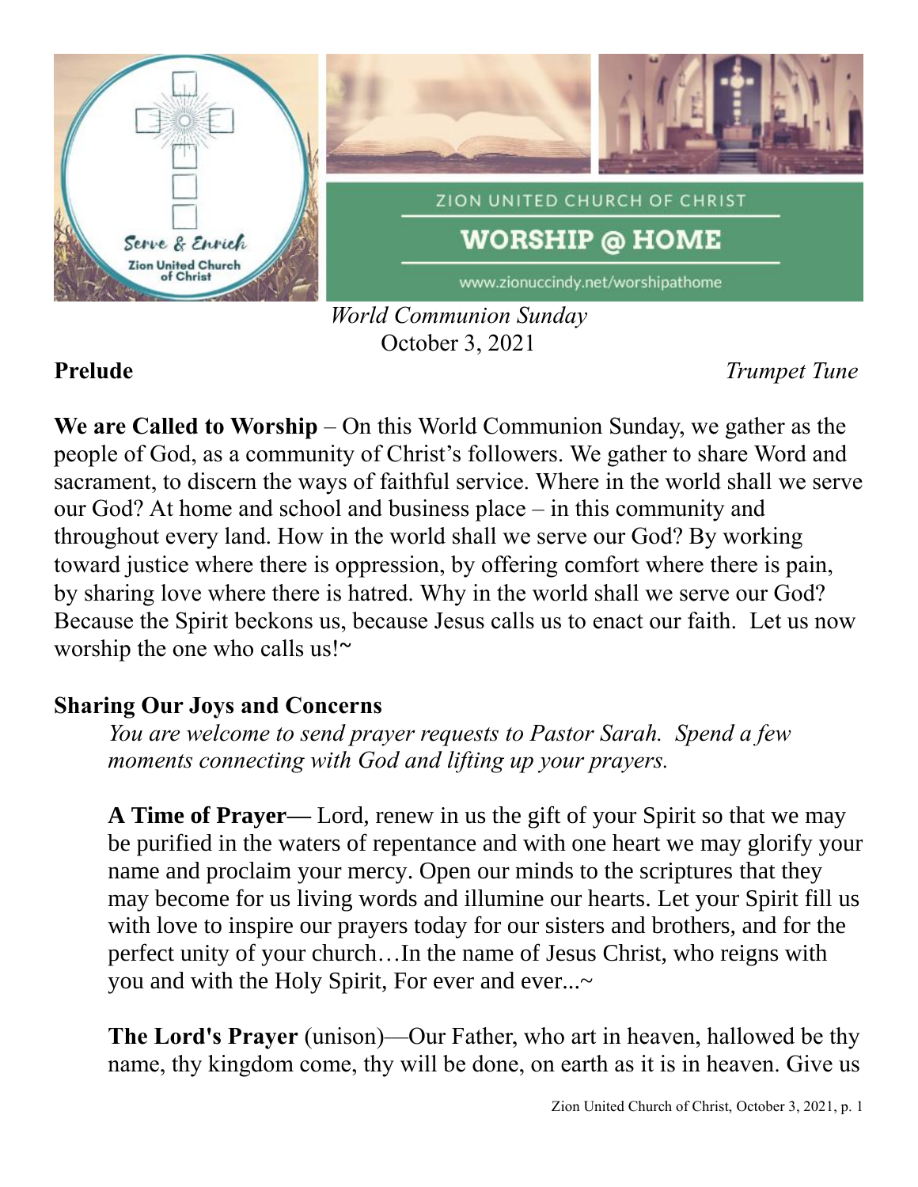ZION UNITED CHURCH OF CHRIST

# WORSHIP @ HOME

www.zionuccindy.net/worshipathome

*World Communion Sunday*
October 3, 2021

**Prelude** *Trumpet Tune*

**We are Called to Worship** – On this World Communion Sunday, we gather as the people of God, as a community of Christ's followers. We gather to share Word and sacrament, to discern the ways of faithful service. Where in the world shall we serve our God? At home and school and business place – in this community and throughout every land. How in the world shall we serve our God? By working toward justice where there is oppression, by offering comfort where there is pain, by sharing love where there is hatred. Why in the world shall we serve our God? Because the Spirit beckons us, because Jesus calls us to enact our faith. Let us now worship the one who calls us!~

**Sharing Our Joys and Concerns**

*You are welcome to send prayer requests to Pastor Sarah. Spend a few moments connecting with God and lifting up your prayers.*

**A Time of Prayer—** Lord, renew in us the gift of your Spirit so that we may be purified in the waters of repentance and with one heart we may glorify your name and proclaim your mercy. Open our minds to the scriptures that they may become for us living words and illumine our hearts. Let your Spirit fill us with love to inspire our prayers today for our sisters and brothers, and for the perfect unity of your church…In the name of Jesus Christ, who reigns with you and with the Holy Spirit, For ever and ever...~

**The Lord's Prayer** (unison)—Our Father, who art in heaven, hallowed be thy name, thy kingdom come, thy will be done, on earth as it is in heaven. Give us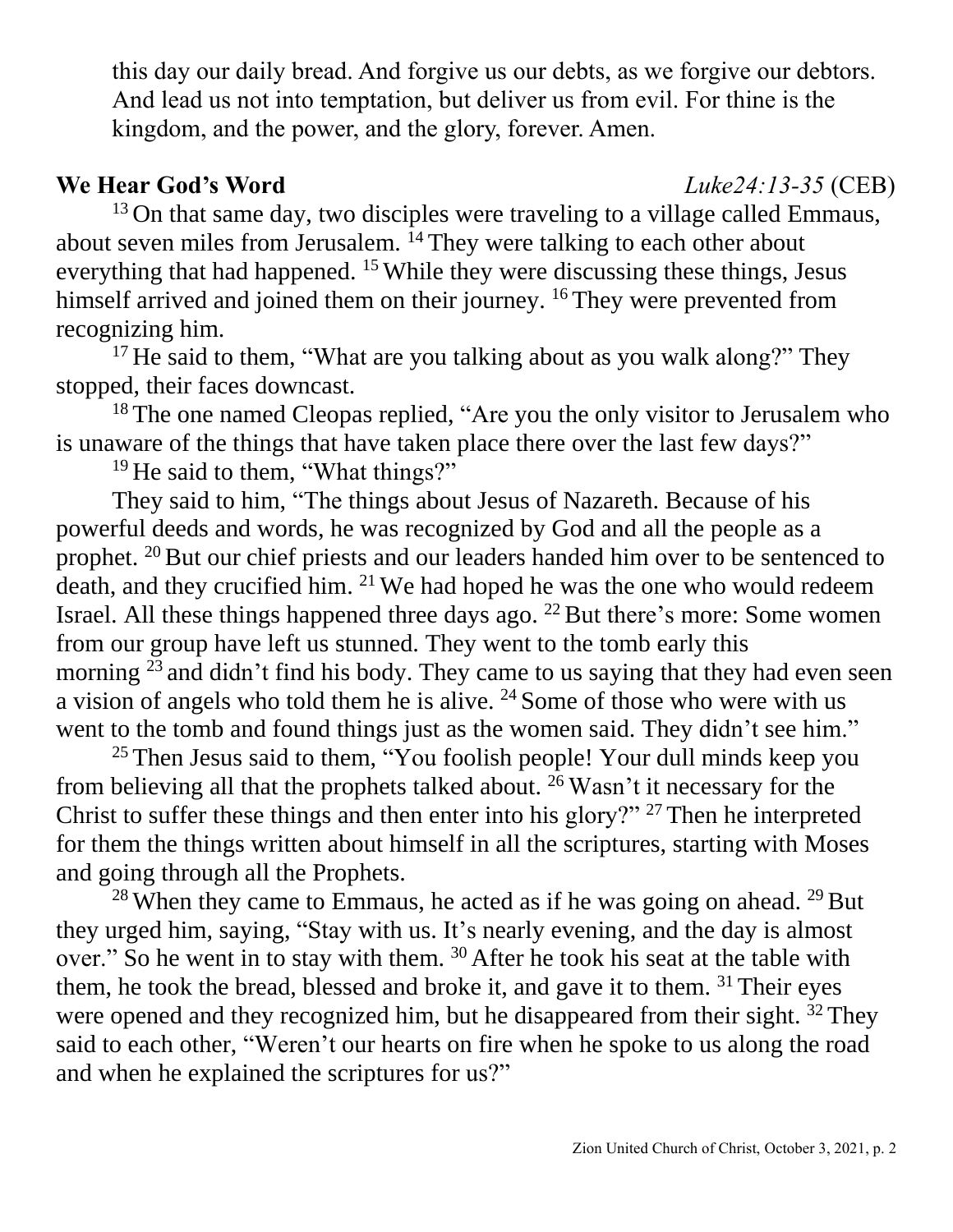this day our daily bread. And forgive us our debts, as we forgive our debtors. And lead us not into temptation, but deliver us from evil. For thine is the kingdom, and the power, and the glory, forever. Amen.

**We Hear God's Word** *Luke24:13-35* (CEB)

[13] On that same day, two disciples were traveling to a village called Emmaus, about seven miles from Jerusalem. [14] They were talking to each other about everything that had happened. [15] While they were discussing these things, Jesus himself arrived and joined them on their journey. [16] They were prevented from recognizing him.

[17] He said to them, "What are you talking about as you walk along?" They stopped, their faces downcast.

[18] The one named Cleopas replied, "Are you the only visitor to Jerusalem who is unaware of the things that have taken place there over the last few days?"

[19] He said to them, "What things?"

They said to him, "The things about Jesus of Nazareth. Because of his powerful deeds and words, he was recognized by God and all the people as a prophet. [20] But our chief priests and our leaders handed him over to be sentenced to death, and they crucified him. [21] We had hoped he was the one who would redeem Israel. All these things happened three days ago. [22] But there's more: Some women from our group have left us stunned. They went to the tomb early this morning [23] and didn't find his body. They came to us saying that they had even seen a vision of angels who told them he is alive. [24] Some of those who were with us went to the tomb and found things just as the women said. They didn't see him."

[25] Then Jesus said to them, "You foolish people! Your dull minds keep you from believing all that the prophets talked about. [26] Wasn't it necessary for the Christ to suffer these things and then enter into his glory?" [27] Then he interpreted for them the things written about himself in all the scriptures, starting with Moses and going through all the Prophets.

[28] When they came to Emmaus, he acted as if he was going on ahead. [29] But they urged him, saying, "Stay with us. It's nearly evening, and the day is almost over." So he went in to stay with them. [30] After he took his seat at the table with them, he took the bread, blessed and broke it, and gave it to them. [31] Their eyes were opened and they recognized him, but he disappeared from their sight. [32] They said to each other, "Weren't our hearts on fire when he spoke to us along the road and when he explained the scriptures for us?"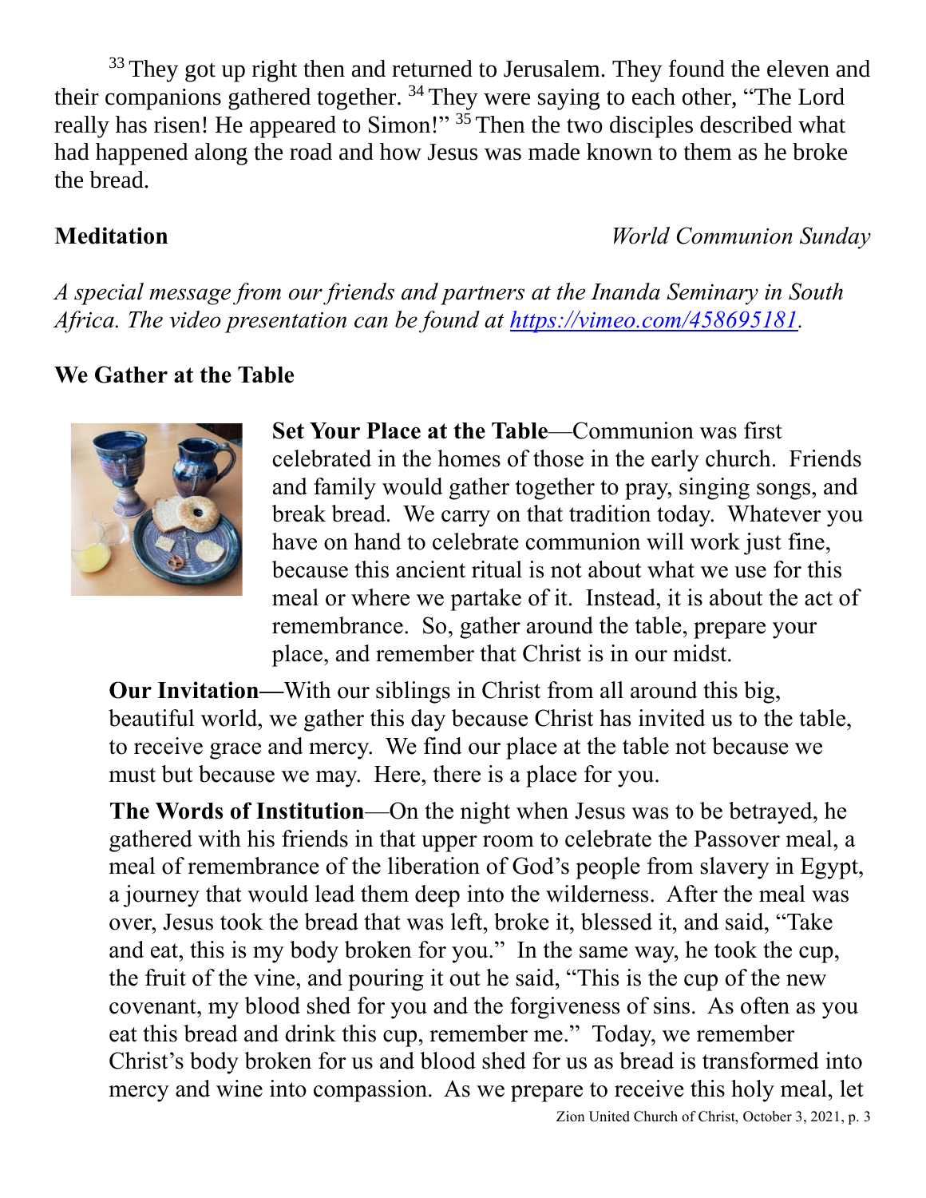[33] They got up right then and returned to Jerusalem. They found the eleven and their companions gathered together. [34] They were saying to each other, "The Lord really has risen! He appeared to Simon!" [35] Then the two disciples described what had happened along the road and how Jesus was made known to them as he broke the bread.

**Meditation** *World Communion Sunday*

*A special message from our friends and partners at the Inanda Seminary in South Africa. The video presentation can be found at [https://vimeo.com/458695181](https://vimeo.com/458695181).*

**We Gather at the Table**

**Set Your Place at the Table**—Communion was first celebrated in the homes of those in the early church. Friends and family would gather together to pray, singing songs, and break bread. We carry on that tradition today. Whatever you have on hand to celebrate communion will work just fine, because this ancient ritual is not about what we use for this meal or where we partake of it. Instead, it is about the act of remembrance. So, gather around the table, prepare your place, and remember that Christ is in our midst.

**Our Invitation—**With our siblings in Christ from all around this big, beautiful world, we gather this day because Christ has invited us to the table, to receive grace and mercy. We find our place at the table not because we must but because we may. Here, there is a place for you.

**The Words of Institution**—On the night when Jesus was to be betrayed, he gathered with his friends in that upper room to celebrate the Passover meal, a meal of remembrance of the liberation of God's people from slavery in Egypt, a journey that would lead them deep into the wilderness. After the meal was over, Jesus took the bread that was left, broke it, blessed it, and said, "Take and eat, this is my body broken for you." In the same way, he took the cup, the fruit of the vine, and pouring it out he said, "This is the cup of the new covenant, my blood shed for you and the forgiveness of sins. As often as you eat this bread and drink this cup, remember me." Today, we remember Christ's body broken for us and blood shed for us as bread is transformed into mercy and wine into compassion. As we prepare to receive this holy meal, let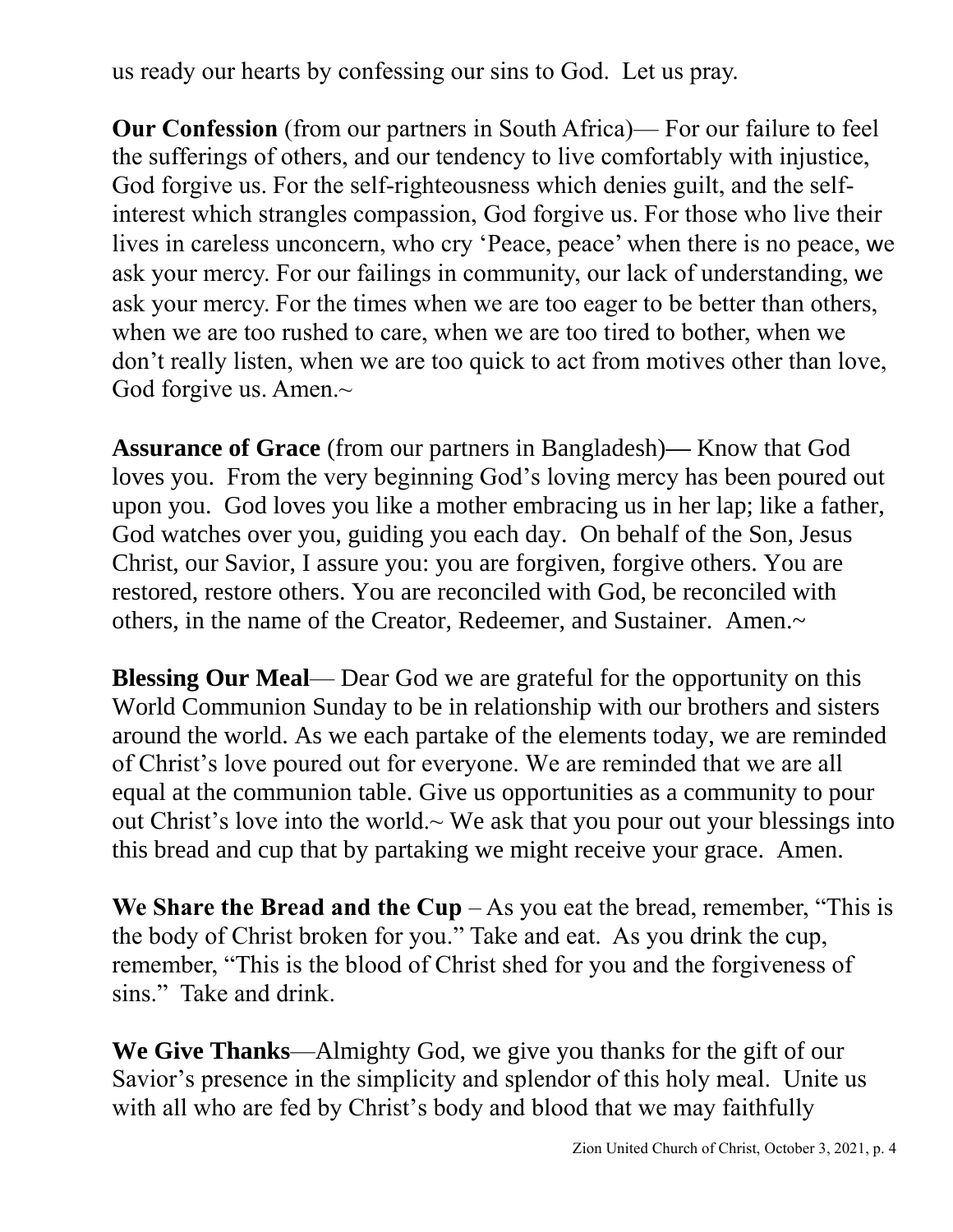us ready our hearts by confessing our sins to God. Let us pray.

**Our Confession** (from our partners in South Africa)— For our failure to feel the sufferings of others, and our tendency to live comfortably with injustice, God forgive us. For the self-righteousness which denies guilt, and the self-interest which strangles compassion, God forgive us. For those who live their lives in careless unconcern, who cry 'Peace, peace' when there is no peace, we ask your mercy. For our failings in community, our lack of understanding, we ask your mercy. For the times when we are too eager to be better than others, when we are too rushed to care, when we are too tired to bother, when we don't really listen, when we are too quick to act from motives other than love, God forgive us. Amen.~

**Assurance of Grace** (from our partners in Bangladesh)**—** Know that God loves you. From the very beginning God's loving mercy has been poured out upon you. God loves you like a mother embracing us in her lap; like a father, God watches over you, guiding you each day. On behalf of the Son, Jesus Christ, our Savior, I assure you: you are forgiven, forgive others. You are restored, restore others. You are reconciled with God, be reconciled with others, in the name of the Creator, Redeemer, and Sustainer. Amen.~

**Blessing Our Meal**— Dear God we are grateful for the opportunity on this World Communion Sunday to be in relationship with our brothers and sisters around the world. As we each partake of the elements today, we are reminded of Christ's love poured out for everyone. We are reminded that we are all equal at the communion table. Give us opportunities as a community to pour out Christ's love into the world.~ We ask that you pour out your blessings into this bread and cup that by partaking we might receive your grace. Amen.

**We Share the Bread and the Cup** – As you eat the bread, remember, "This is the body of Christ broken for you." Take and eat. As you drink the cup, remember, "This is the blood of Christ shed for you and the forgiveness of sins." Take and drink.

**We Give Thanks**—Almighty God, we give you thanks for the gift of our Savior's presence in the simplicity and splendor of this holy meal. Unite us with all who are fed by Christ's body and blood that we may faithfully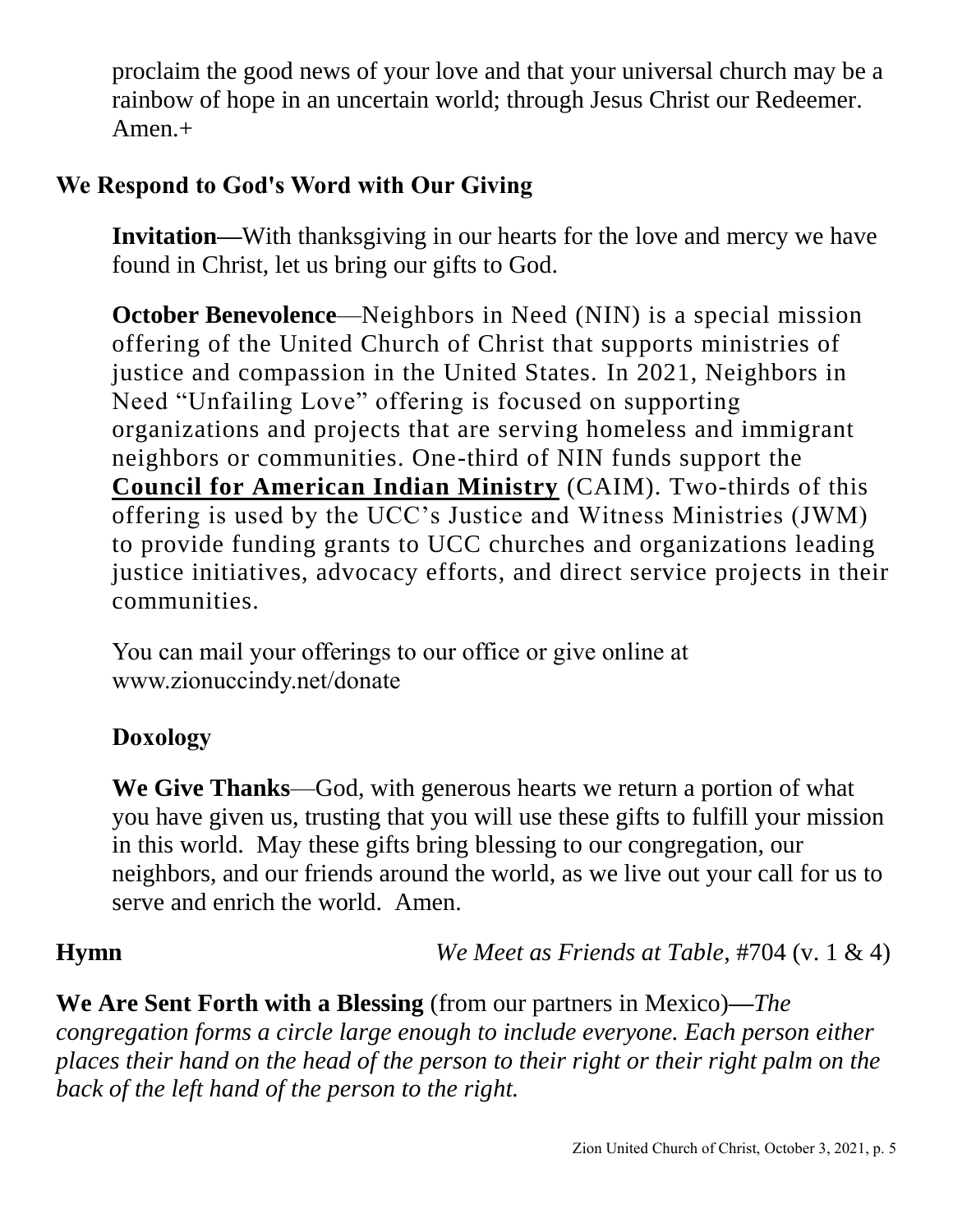proclaim the good news of your love and that your universal church may be a rainbow of hope in an uncertain world; through Jesus Christ our Redeemer. Amen.+

## We Respond to God's Word with Our Giving

**Invitation—**With thanksgiving in our hearts for the love and mercy we have found in Christ, let us bring our gifts to God.

**October Benevolence**—Neighbors in Need (NIN) is a special mission offering of the United Church of Christ that supports ministries of justice and compassion in the United States. In 2021, Neighbors in Need "Unfailing Love" offering is focused on supporting organizations and projects that are serving homeless and immigrant neighbors or communities. One-third of NIN funds support the **Council for American Indian Ministry** (CAIM). Two-thirds of this offering is used by the UCC's Justice and Witness Ministries (JWM) to provide funding grants to UCC churches and organizations leading justice initiatives, advocacy efforts, and direct service projects in their communities.

You can mail your offerings to our office or give online at www.zionuccindy.net/donate

**Doxology**

**We Give Thanks**—God, with generous hearts we return a portion of what you have given us, trusting that you will use these gifts to fulfill your mission in this world. May these gifts bring blessing to our congregation, our neighbors, and our friends around the world, as we live out your call for us to serve and enrich the world. Amen.

**Hymn** *We Meet as Friends at Table*, #704 (v. 1 & 4)

**We Are Sent Forth with a Blessing** (from our partners in Mexico)**—***The congregation forms a circle large enough to include everyone. Each person either places their hand on the head of the person to their right or their right palm on the back of the left hand of the person to the right.*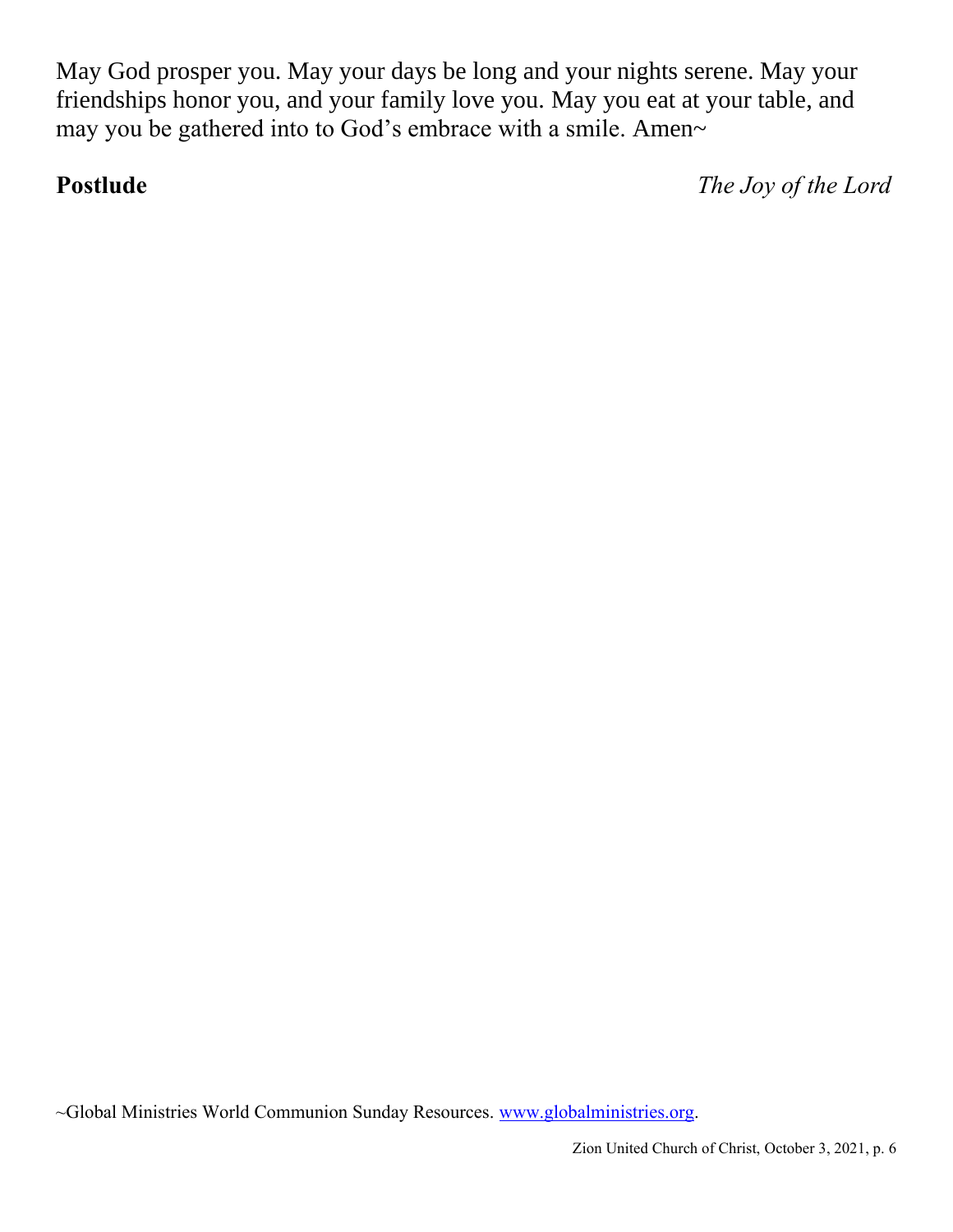May God prosper you. May your days be long and your nights serene. May your friendships honor you, and your family love you. May you eat at your table, and may you be gathered into to God's embrace with a smile. Amen~

**Postlude** *The Joy of the Lord*

~Global Ministries World Communion Sunday Resources. www.globalministries.org.